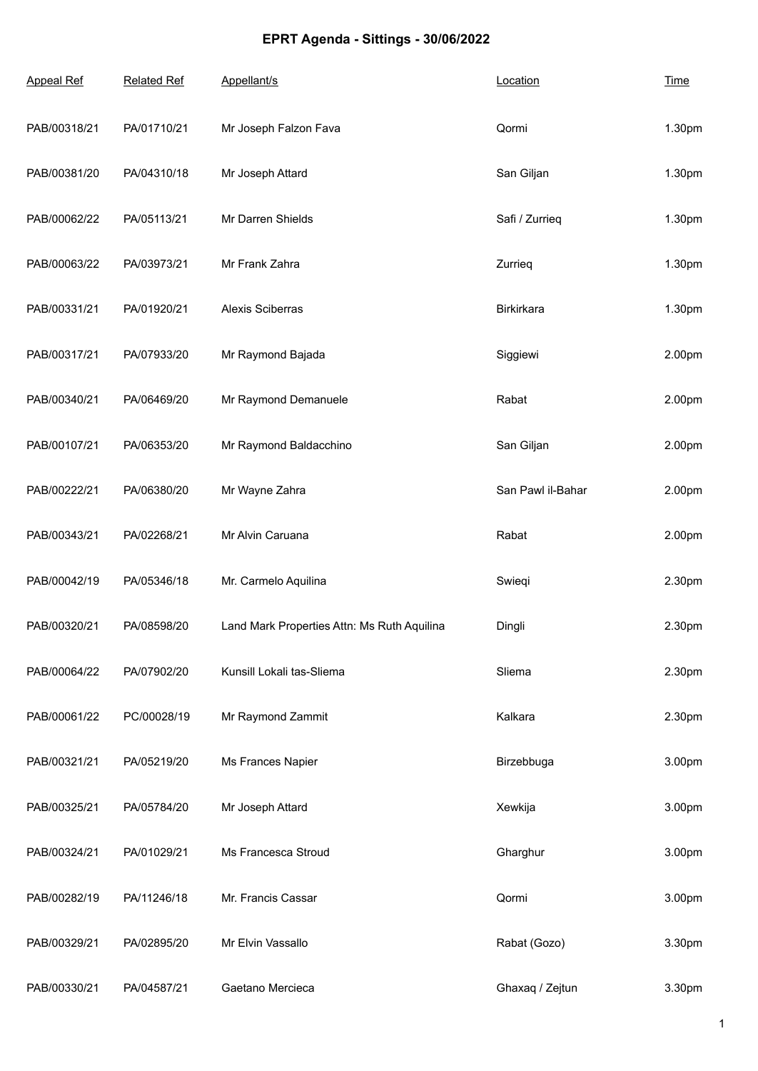# EPRT Agenda - Sittings - 30/06/2022

| Appeal Ref | Related Ref | Appellant/s | Location | Time |
|---|---|---|---|---|
| PAB/00318/21 | PA/01710/21 | Mr Joseph Falzon Fava | Qormi | 1.30pm |
| PAB/00381/20 | PA/04310/18 | Mr Joseph Attard | San Giljan | 1.30pm |
| PAB/00062/22 | PA/05113/21 | Mr Darren Shields | Safi / Zurrieq | 1.30pm |
| PAB/00063/22 | PA/03973/21 | Mr Frank Zahra | Zurrieq | 1.30pm |
| PAB/00331/21 | PA/01920/21 | Alexis Sciberras | Birkirkara | 1.30pm |
| PAB/00317/21 | PA/07933/20 | Mr Raymond Bajada | Siggiewi | 2.00pm |
| PAB/00340/21 | PA/06469/20 | Mr Raymond Demanuele | Rabat | 2.00pm |
| PAB/00107/21 | PA/06353/20 | Mr Raymond Baldacchino | San Giljan | 2.00pm |
| PAB/00222/21 | PA/06380/20 | Mr Wayne Zahra | San Pawl il-Bahar | 2.00pm |
| PAB/00343/21 | PA/02268/21 | Mr Alvin Caruana | Rabat | 2.00pm |
| PAB/00042/19 | PA/05346/18 | Mr. Carmelo Aquilina | Swieqi | 2.30pm |
| PAB/00320/21 | PA/08598/20 | Land Mark Properties Attn: Ms Ruth Aquilina | Dingli | 2.30pm |
| PAB/00064/22 | PA/07902/20 | Kunsill Lokali tas-Sliema | Sliema | 2.30pm |
| PAB/00061/22 | PC/00028/19 | Mr Raymond Zammit | Kalkara | 2.30pm |
| PAB/00321/21 | PA/05219/20 | Ms Frances Napier | Birzebbuga | 3.00pm |
| PAB/00325/21 | PA/05784/20 | Mr Joseph Attard | Xewkija | 3.00pm |
| PAB/00324/21 | PA/01029/21 | Ms Francesca Stroud | Gharghur | 3.00pm |
| PAB/00282/19 | PA/11246/18 | Mr. Francis Cassar | Qormi | 3.00pm |
| PAB/00329/21 | PA/02895/20 | Mr Elvin Vassallo | Rabat (Gozo) | 3.30pm |
| PAB/00330/21 | PA/04587/21 | Gaetano Mercieca | Ghaxaq / Zejtun | 3.30pm |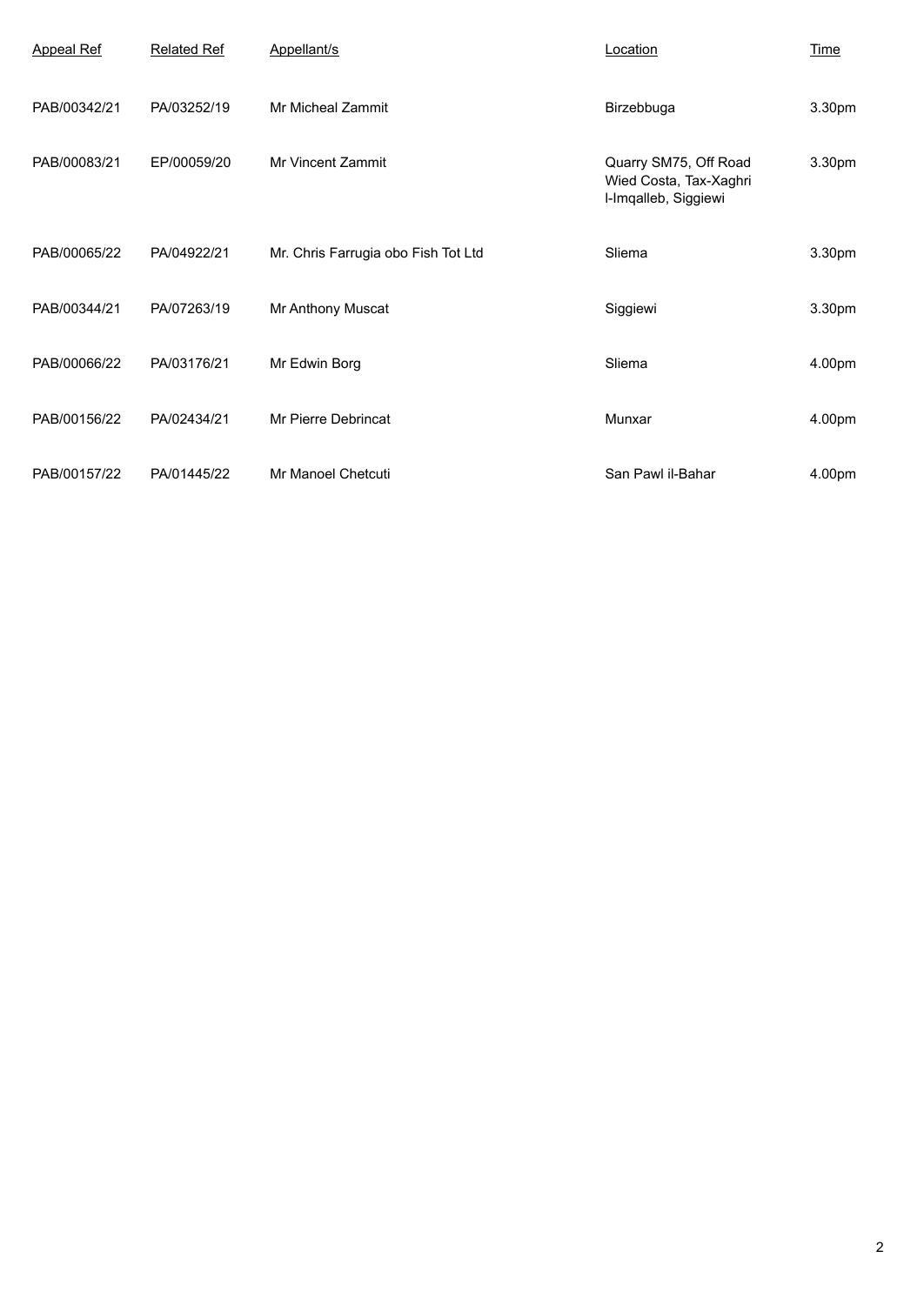| Appeal Ref | Related Ref | Appellant/s | Location | Time |
| --- | --- | --- | --- | --- |
| PAB/00342/21 | PA/03252/19 | Mr Micheal Zammit | Birzebbuga | 3.30pm |
| PAB/00083/21 | EP/00059/20 | Mr Vincent Zammit | Quarry SM75, Off Road Wied Costa, Tax-Xaghri l-Imqalleb, Siggiewi | 3.30pm |
| PAB/00065/22 | PA/04922/21 | Mr. Chris Farrugia obo Fish Tot Ltd | Sliema | 3.30pm |
| PAB/00344/21 | PA/07263/19 | Mr Anthony Muscat | Siggiewi | 3.30pm |
| PAB/00066/22 | PA/03176/21 | Mr Edwin Borg | Sliema | 4.00pm |
| PAB/00156/22 | PA/02434/21 | Mr Pierre Debrincat | Munxar | 4.00pm |
| PAB/00157/22 | PA/01445/22 | Mr Manoel Chetcuti | San Pawl il-Bahar | 4.00pm |